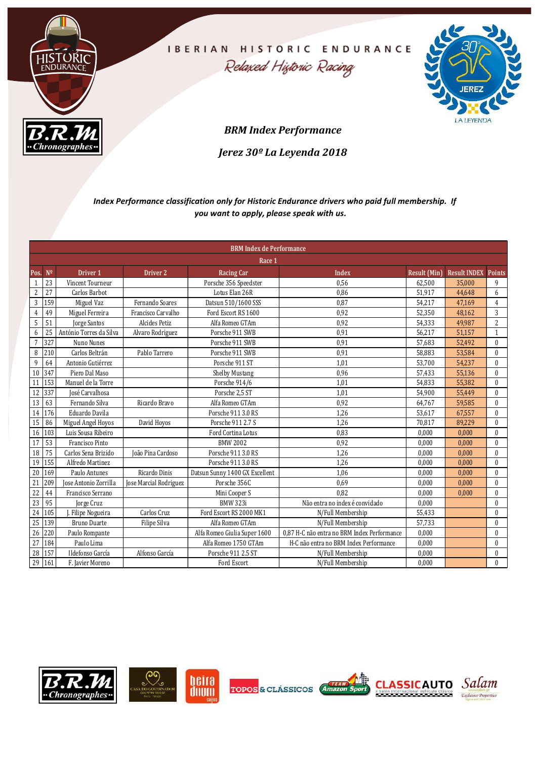IBERIAN HISTORIC ENDURANCE

Relaxed Historic Racing

## BRM Index Performance

## Jerez 30º La Leyenda 2018

***Index Performance classification only for Historic Endurance drivers who paid full membership. If you want to apply, please speak with us.***

| BRM Index de Performance | | | | | | | | |
|---|---|---|---|---|---|---|---|---|
| Race 1 | | | | | | | | |
| Pos. | Nº | Driver 1 | Driver 2 | Racing Car | Index | Result (Min) | Result INDEX | Points |
| 1 | 23 | Vincent Tourneur | | Porsche 356 Speedster | 0,56 | 62,500 | 35,000 | 9 |
| 2 | 27 | Carlos Barbot | | Lotus Elan 26R | 0,86 | 51,917 | 44,648 | 6 |
| 3 | 159 | Miguel Vaz | Fernando Soares | Datsun 510/1600 SSS | 0,87 | 54,217 | 47,169 | 4 |
| 4 | 49 | Miguel Ferreira | Francisco Carvalho | Ford Escort RS 1600 | 0,92 | 52,350 | 48,162 | 3 |
| 5 | 51 | Jorge Santos | Alcides Petiz | Alfa Romeo GTAm | 0,92 | 54,333 | 49,987 | 2 |
| 6 | 25 | António Torres da Silva | Alvaro Rodriguez | Porsche 911 SWB | 0,91 | 56,217 | 51,157 | 1 |
| 7 | 327 | Nuno Nunes | | Porsche 911 SWB | 0,91 | 57,683 | 52,492 | 0 |
| 8 | 210 | Carlos Beltrán | Pablo Tarrero | Porsche 911 SWB | 0,91 | 58,883 | 53,584 | 0 |
| 9 | 64 | Antonio Gutiérrez | | Porsche 911 ST | 1,01 | 53,700 | 54,237 | 0 |
| 10 | 347 | Piero Dal Maso | | Shelby Mustang | 0,96 | 57,433 | 55,136 | 0 |
| 11 | 153 | Manuel de la Torre | | Porsche 914/6 | 1,01 | 54,833 | 55,382 | 0 |
| 12 | 337 | José Carvalhosa | | Porsche 2,5 ST | 1,01 | 54,900 | 55,449 | 0 |
| 13 | 63 | Fernando Silva | Ricardo Bravo | Alfa Romeo GTAm | 0,92 | 64,767 | 59,585 | 0 |
| 14 | 176 | Eduardo Davila | | Porsche 911 3.0 RS | 1,26 | 53,617 | 67,557 | 0 |
| 15 | 86 | Miguel Angel Hoyos | David Hoyos | Porsche 911 2.7 S | 1,26 | 70,817 | 89,229 | 0 |
| 16 | 103 | Luis Sousa Ribeiro | | Ford Cortina Lotus | 0,83 | 0,000 | 0,000 | 0 |
| 17 | 53 | Francisco Pinto | | BMW 2002 | 0,92 | 0,000 | 0,000 | 0 |
| 18 | 75 | Carlos Sena Brizido | João Pina Cardoso | Porsche 911 3.0 RS | 1,26 | 0,000 | 0,000 | 0 |
| 19 | 155 | Alfredo Martinez | | Porsche 911 3.0 RS | 1,26 | 0,000 | 0,000 | 0 |
| 20 | 169 | Paulo Antunes | Ricardo Dinis | Datsun Sunny 1400 GX Excellent | 1,06 | 0,000 | 0,000 | 0 |
| 21 | 209 | Jose Antonio Zorrilla | Jose Marcial Rodriguez | Porsche 356C | 0,69 | 0,000 | 0,000 | 0 |
| 22 | 44 | Francisco Serrano | | Mini Cooper S | 0,82 | 0,000 | 0,000 | 0 |
| 23 | 95 | Jorge Cruz | | BMW 323i | Não entra no index é convidado | 0,000 | | 0 |
| 24 | 105 | J. Filipe Nogueira | Carlos Cruz | Ford Escort RS 2000 MK1 | N/Full Membership | 55,433 | | 0 |
| 25 | 139 | Bruno Duarte | Filipe Silva | Alfa Romeo GTAm | N/Full Membership | 57,733 | | 0 |
| 26 | 220 | Paulo Rompante | | Alfa Romeo Giulia Super 1600 | 0,87 H-C não entra no BRM Index Performance | 0,000 | | 0 |
| 27 | 184 | Paulo Lima | | Alfa Romeo 1750 GTAm | H-C não entra no BRM Index Performance | 0,000 | | 0 |
| 28 | 157 | Ildefonso García | Alfonso García | Porsche 911 2.5 ST | N/Full Membership | 0,000 | | 0 |
| 29 | 161 | F. Javier Moreno | | Ford Escort | N/Full Membership | 0,000 | | 0 |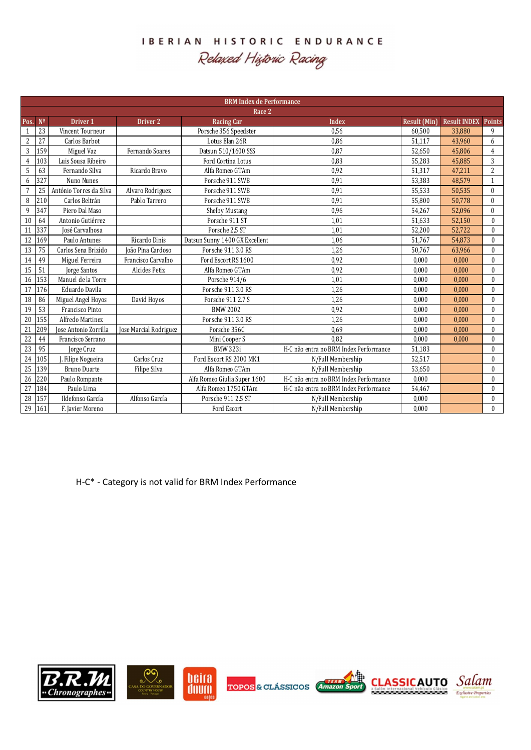# IBERIAN HISTORIC ENDURANCE

*Relaxed Historic Racing*

| BRM Index de Performance | | | | | | | | | |
|---|---|---|---|---|---|---|---|---|---|
| Race 2 | | | | | | | | | |
| Pos. | Nº | Driver 1 | Driver 2 | Racing Car | Index | Result (Min) | Result INDEX | Points |
| 1 | 23 | Vincent Tourneur | | Porsche 356 Speedster | 0,56 | 60,500 | 33,880 | 9 |
| 2 | 27 | Carlos Barbot | | Lotus Elan 26R | 0,86 | 51,117 | 43,960 | 6 |
| 3 | 159 | Miguel Vaz | Fernando Soares | Datsun 510/1600 SSS | 0,87 | 52,650 | 45,806 | 4 |
| 4 | 103 | Luis Sousa Ribeiro | | Ford Cortina Lotus | 0,83 | 55,283 | 45,885 | 3 |
| 5 | 63 | Fernando Silva | Ricardo Bravo | Alfa Romeo GTAm | 0,92 | 51,317 | 47,211 | 2 |
| 6 | 327 | Nuno Nunes | | Porsche 911 SWB | 0,91 | 53,383 | 48,579 | 1 |
| 7 | 25 | António Torres da Silva | Alvaro Rodriguez | Porsche 911 SWB | 0,91 | 55,533 | 50,535 | 0 |
| 8 | 210 | Carlos Beltrán | Pablo Tarrero | Porsche 911 SWB | 0,91 | 55,800 | 50,778 | 0 |
| 9 | 347 | Piero Dal Maso | | Shelby Mustang | 0,96 | 54,267 | 52,096 | 0 |
| 10 | 64 | Antonio Gutiérrez | | Porsche 911 ST | 1,01 | 51,633 | 52,150 | 0 |
| 11 | 337 | José Carvalhosa | | Porsche 2,5 ST | 1,01 | 52,200 | 52,722 | 0 |
| 12 | 169 | Paulo Antunes | Ricardo Dinis | Datsun Sunny 1400 GX Excellent | 1,06 | 51,767 | 54,873 | 0 |
| 13 | 75 | Carlos Sena Brizido | João Pina Cardoso | Porsche 911 3.0 RS | 1,26 | 50,767 | 63,966 | 0 |
| 14 | 49 | Miguel Ferreira | Francisco Carvalho | Ford Escort RS 1600 | 0,92 | 0,000 | 0,000 | 0 |
| 15 | 51 | Jorge Santos | Alcides Petiz | Alfa Romeo GTAm | 0,92 | 0,000 | 0,000 | 0 |
| 16 | 153 | Manuel de la Torre | | Porsche 914/6 | 1,01 | 0,000 | 0,000 | 0 |
| 17 | 176 | Eduardo Davila | | Porsche 911 3.0 RS | 1,26 | 0,000 | 0,000 | 0 |
| 18 | 86 | Miguel Angel Hoyos | David Hoyos | Porsche 911 2.7 S | 1,26 | 0,000 | 0,000 | 0 |
| 19 | 53 | Francisco Pinto | | BMW 2002 | 0,92 | 0,000 | 0,000 | 0 |
| 20 | 155 | Alfredo Martinez | | Porsche 911 3.0 RS | 1,26 | 0,000 | 0,000 | 0 |
| 21 | 209 | Jose Antonio Zorrilla | Jose Marcial Rodriguez | Porsche 356C | 0,69 | 0,000 | 0,000 | 0 |
| 22 | 44 | Francisco Serrano | | Mini Cooper S | 0,82 | 0,000 | 0,000 | 0 |
| 23 | 95 | Jorge Cruz | | BMW 323i | H-C não entra no BRM Index Performance | 51,183 | | 0 |
| 24 | 105 | J. Filipe Nogueira | Carlos Cruz | Ford Escort RS 2000 MK1 | N/Full Membership | 52,517 | | 0 |
| 25 | 139 | Bruno Duarte | Filipe Silva | Alfa Romeo GTAm | N/Full Membership | 53,650 | | 0 |
| 26 | 220 | Paulo Rompante | | Alfa Romeo Giulia Super 1600 | H-C não entra no BRM Index Performance | 0,000 | | 0 |
| 27 | 184 | Paulo Lima | | Alfa Romeo 1750 GTAm | H-C não entra no BRM Index Performance | 54,467 | | 0 |
| 28 | 157 | Ildefonso García | Alfonso García | Porsche 911 2.5 ST | N/Full Membership | 0,000 | | 0 |
| 29 | 161 | F. Javier Moreno | | Ford Escort | N/Full Membership | 0,000 | | 0 |

H-C* - Category is not valid for BRM Index Performance

B.R.M Chronographes · Casa do Governador · Beira Douro · Topos & Clássicos · Team Amazon Sport · ClassicAuto · Salam